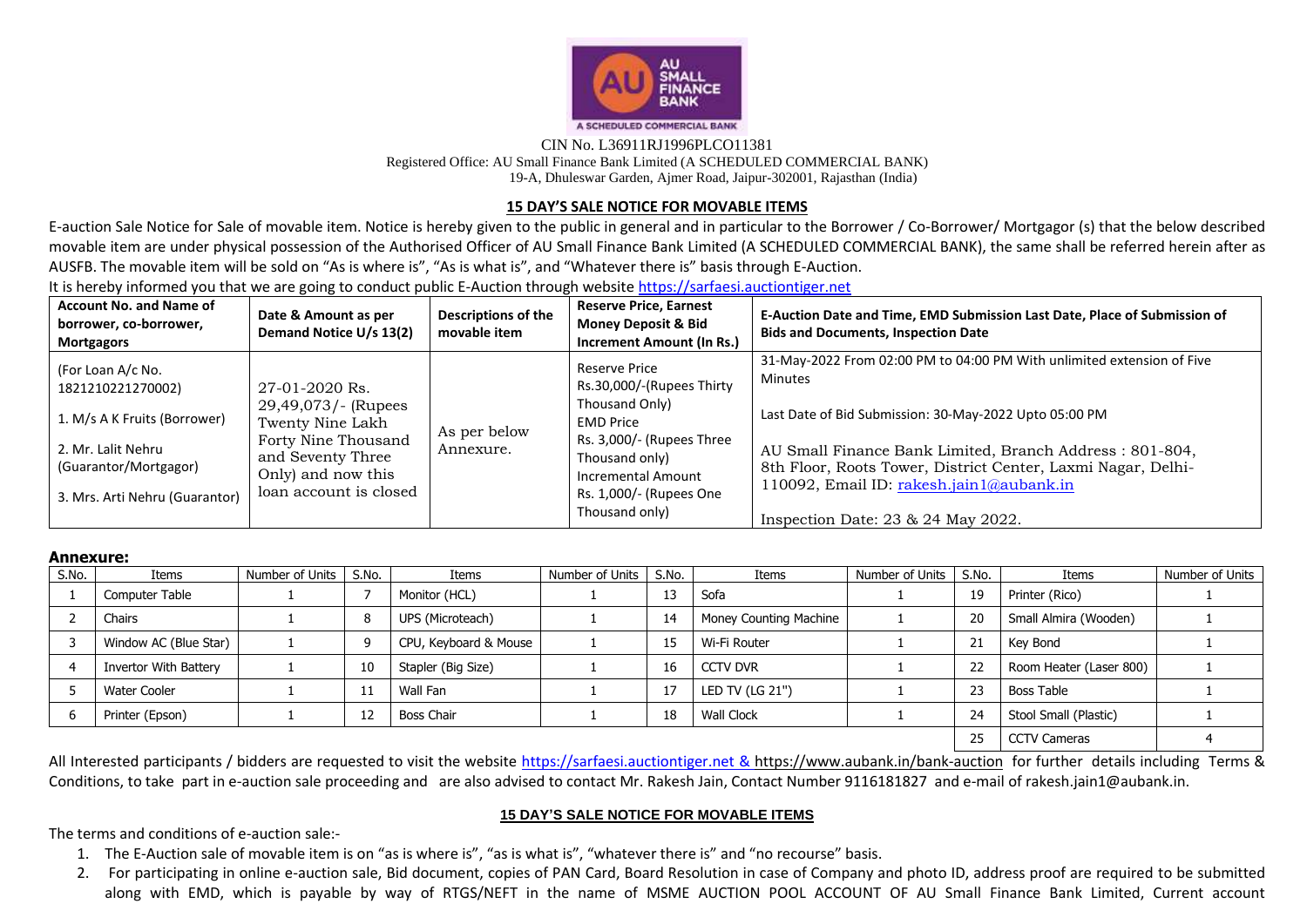AU SMALL FINANCE BANK

A SCHEDULED COMMERCIAL BANK

CIN No. L36911RJ1996PLCO11381

Registered Office: AU Small Finance Bank Limited (A SCHEDULED COMMERCIAL BANK)

19-A, Dhuleswar Garden, Ajmer Road, Jaipur-302001, Rajasthan (India)

## 15 DAY'S SALE NOTICE FOR MOVABLE ITEMS

E-auction Sale Notice for Sale of movable item. Notice is hereby given to the public in general and in particular to the Borrower / Co-Borrower/ Mortgagor (s) that the below described movable item are under physical possession of the Authorised Officer of AU Small Finance Bank Limited (A SCHEDULED COMMERCIAL BANK), the same shall be referred herein after as AUSFB. The movable item will be sold on "As is where is", "As is what is", and "Whatever there is" basis through E-Auction.

It is hereby informed you that we are going to conduct public E-Auction through website https://sarfaesi.auctiontiger.net

| Account No. and Name of borrower, co-borrower, Mortgagors | Date & Amount as per Demand Notice U/s 13(2) | Descriptions of the movable item | Reserve Price, Earnest Money Deposit & Bid Increment Amount (In Rs.) | E-Auction Date and Time, EMD Submission Last Date, Place of Submission of Bids and Documents, Inspection Date |
|---|---|---|---|---|
| (For Loan A/c No. 1821210221270002)<br>1. M/s A K Fruits (Borrower)<br>2. Mr. Lalit Nehru (Guarantor/Mortgagor)<br>3. Mrs. Arti Nehru (Guarantor) | 27-01-2020 Rs. 29,49,073/- (Rupees Twenty Nine Lakh Forty Nine Thousand and Seventy Three Only) and now this loan account is closed | As per below Annexure. | Reserve Price Rs.30,000/-(Rupees Thirty Thousand Only)<br>EMD Price Rs. 3,000/- (Rupees Three Thousand only)<br>Incremental Amount Rs. 1,000/- (Rupees One Thousand only) | 31-May-2022 From 02:00 PM to 04:00 PM With unlimited extension of Five Minutes<br>Last Date of Bid Submission: 30-May-2022 Upto 05:00 PM<br>AU Small Finance Bank Limited, Branch Address : 801-804, 8th Floor, Roots Tower, District Center, Laxmi Nagar, Delhi-110092, Email ID: rakesh.jain1@aubank.in<br>Inspection Date: 23 & 24 May 2022. |

**Annexure:**

| S.No. | Items | Number of Units | S.No. | Items | Number of Units | S.No. | Items | Number of Units | S.No. | Items | Number of Units |
|---|---|---|---|---|---|---|---|---|---|---|---|
| 1 | Computer Table | 1 | 7 | Monitor (HCL) | 1 | 13 | Sofa | 1 | 19 | Printer (Rico) | 1 |
| 2 | Chairs | 1 | 8 | UPS (Microteach) | 1 | 14 | Money Counting Machine | 1 | 20 | Small Almira (Wooden) | 1 |
| 3 | Window AC (Blue Star) | 1 | 9 | CPU, Keyboard & Mouse | 1 | 15 | Wi-Fi Router | 1 | 21 | Key Bond | 1 |
| 4 | Invertor With Battery | 1 | 10 | Stapler (Big Size) | 1 | 16 | CCTV DVR | 1 | 22 | Room Heater (Laser 800) | 1 |
| 5 | Water Cooler | 1 | 11 | Wall Fan | 1 | 17 | LED TV (LG 21") | 1 | 23 | Boss Table | 1 |
| 6 | Printer (Epson) | 1 | 12 | Boss Chair | 1 | 18 | Wall Clock | 1 | 24 | Stool Small (Plastic) | 1 |
| | | | | | | | | | 25 | CCTV Cameras | 4 |

All Interested participants / bidders are requested to visit the website https://sarfaesi.auctiontiger.net & https://www.aubank.in/bank-auction for further details including Terms & Conditions, to take part in e-auction sale proceeding and are also advised to contact Mr. Rakesh Jain, Contact Number 9116181827 and e-mail of rakesh.jain1@aubank.in.

## 15 DAY'S SALE NOTICE FOR MOVABLE ITEMS

The terms and conditions of e-auction sale:-

1. The E-Auction sale of movable item is on "as is where is", "as is what is", "whatever there is" and "no recourse" basis.
2. For participating in online e-auction sale, Bid document, copies of PAN Card, Board Resolution in case of Company and photo ID, address proof are required to be submitted along with EMD, which is payable by way of RTGS/NEFT in the name of MSME AUCTION POOL ACCOUNT OF AU Small Finance Bank Limited, Current account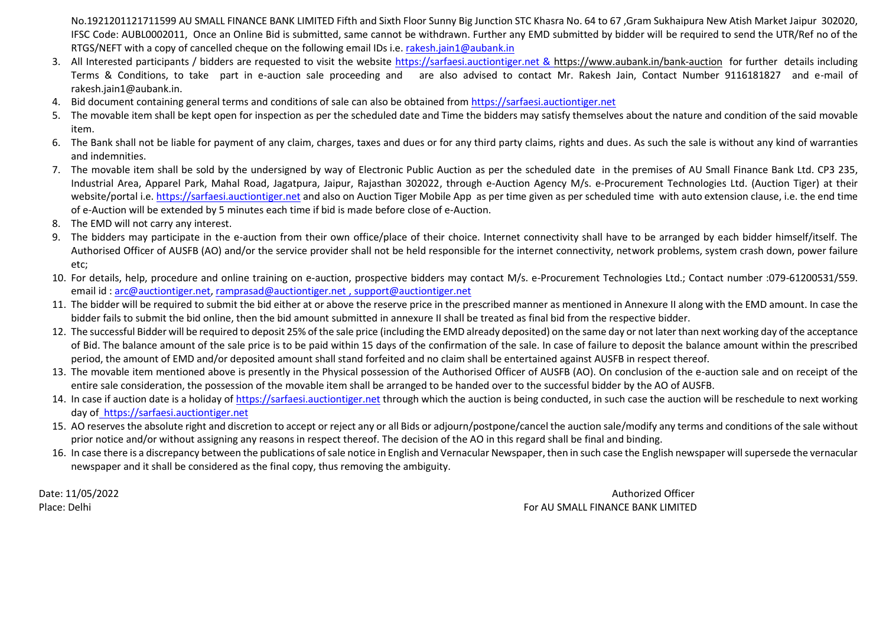No.1921201121711599 AU SMALL FINANCE BANK LIMITED Fifth and Sixth Floor Sunny Big Junction STC Khasra No. 64 to 67 ,Gram Sukhaipura New Atish Market Jaipur 302020, IFSC Code: AUBL0002011, Once an Online Bid is submitted, same cannot be withdrawn. Further any EMD submitted by bidder will be required to send the UTR/Ref no of the RTGS/NEFT with a copy of cancelled cheque on the following email IDs i.e. rakesh.jain1@aubank.in

3. All Interested participants / bidders are requested to visit the website https://sarfaesi.auctiontiger.net & https://www.aubank.in/bank-auction for further details including Terms & Conditions, to take part in e-auction sale proceeding and are also advised to contact Mr. Rakesh Jain, Contact Number 9116181827 and e-mail of rakesh.jain1@aubank.in.
4. Bid document containing general terms and conditions of sale can also be obtained from https://sarfaesi.auctiontiger.net
5. The movable item shall be kept open for inspection as per the scheduled date and Time the bidders may satisfy themselves about the nature and condition of the said movable item.
6. The Bank shall not be liable for payment of any claim, charges, taxes and dues or for any third party claims, rights and dues. As such the sale is without any kind of warranties and indemnities.
7. The movable item shall be sold by the undersigned by way of Electronic Public Auction as per the scheduled date in the premises of AU Small Finance Bank Ltd. CP3 235, Industrial Area, Apparel Park, Mahal Road, Jagatpura, Jaipur, Rajasthan 302022, through e-Auction Agency M/s. e-Procurement Technologies Ltd. (Auction Tiger) at their website/portal i.e. https://sarfaesi.auctiontiger.net and also on Auction Tiger Mobile App as per time given as per scheduled time with auto extension clause, i.e. the end time of e-Auction will be extended by 5 minutes each time if bid is made before close of e-Auction.
8. The EMD will not carry any interest.
9. The bidders may participate in the e-auction from their own office/place of their choice. Internet connectivity shall have to be arranged by each bidder himself/itself. The Authorised Officer of AUSFB (AO) and/or the service provider shall not be held responsible for the internet connectivity, network problems, system crash down, power failure etc;
10. For details, help, procedure and online training on e-auction, prospective bidders may contact M/s. e-Procurement Technologies Ltd.; Contact number :079-61200531/559. email id : arc@auctiontiger.net, ramprasad@auctiontiger.net , support@auctiontiger.net
11. The bidder will be required to submit the bid either at or above the reserve price in the prescribed manner as mentioned in Annexure II along with the EMD amount. In case the bidder fails to submit the bid online, then the bid amount submitted in annexure II shall be treated as final bid from the respective bidder.
12. The successful Bidder will be required to deposit 25% of the sale price (including the EMD already deposited) on the same day or not later than next working day of the acceptance of Bid. The balance amount of the sale price is to be paid within 15 days of the confirmation of the sale. In case of failure to deposit the balance amount within the prescribed period, the amount of EMD and/or deposited amount shall stand forfeited and no claim shall be entertained against AUSFB in respect thereof.
13. The movable item mentioned above is presently in the Physical possession of the Authorised Officer of AUSFB (AO). On conclusion of the e-auction sale and on receipt of the entire sale consideration, the possession of the movable item shall be arranged to be handed over to the successful bidder by the AO of AUSFB.
14. In case if auction date is a holiday of https://sarfaesi.auctiontiger.net through which the auction is being conducted, in such case the auction will be reschedule to next working day of https://sarfaesi.auctiontiger.net
15. AO reserves the absolute right and discretion to accept or reject any or all Bids or adjourn/postpone/cancel the auction sale/modify any terms and conditions of the sale without prior notice and/or without assigning any reasons in respect thereof. The decision of the AO in this regard shall be final and binding.
16. In case there is a discrepancy between the publications of sale notice in English and Vernacular Newspaper, then in such case the English newspaper will supersede the vernacular newspaper and it shall be considered as the final copy, thus removing the ambiguity.

Date: 11/05/2022
Place: Delhi

Authorized Officer
For AU SMALL FINANCE BANK LIMITED